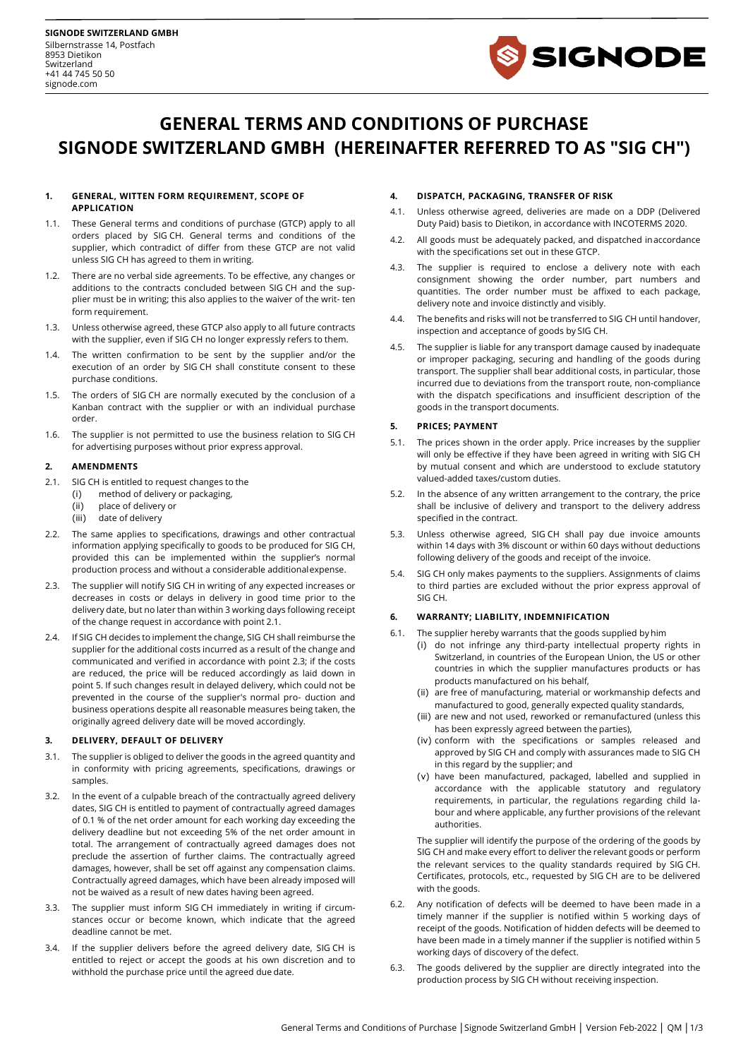**SIGNODE SWITZERLAND GMBH**
Silbernstrasse 14, Postfach
8953 Dietikon
Switzerland
+41 44 745 50 50
signode.com

# GENERAL TERMS AND CONDITIONS OF PURCHASE SIGNODE SWITZERLAND GMBH (HEREINAFTER REFERRED TO AS "SIG CH")

## 1. GENERAL, WITTEN FORM REQUIREMENT, SCOPE OF APPLICATION

1.1. These General terms and conditions of purchase (GTCP) apply to all orders placed by SIG CH. General terms and conditions of the supplier, which contradict of differ from these GTCP are not valid unless SIG CH has agreed to them in writing.

1.2. There are no verbal side agreements. To be effective, any changes or additions to the contracts concluded between SIG CH and the supplier must be in writing; this also applies to the waiver of the written form requirement.

1.3. Unless otherwise agreed, these GTCP also apply to all future contracts with the supplier, even if SIG CH no longer expressly refers to them.

1.4. The written confirmation to be sent by the supplier and/or the execution of an order by SIG CH shall constitute consent to these purchase conditions.

1.5. The orders of SIG CH are normally executed by the conclusion of a Kanban contract with the supplier or with an individual purchase order.

1.6. The supplier is not permitted to use the business relation to SIG CH for advertising purposes without prior express approval.

## 2. AMENDMENTS

2.1. SIG CH is entitled to request changes to the
   (i) method of delivery or packaging,
   (ii) place of delivery or
   (iii) date of delivery

2.2. The same applies to specifications, drawings and other contractual information applying specifically to goods to be produced for SIG CH, provided this can be implemented within the supplier's normal production process and without a considerable additional expense.

2.3. The supplier will notify SIG CH in writing of any expected increases or decreases in costs or delays in good time prior to the delivery date, but no later than within 3 working days following receipt of the change request in accordance with point 2.1.

2.4. If SIG CH decides to implement the change, SIG CH shall reimburse the supplier for the additional costs incurred as a result of the change and communicated and verified in accordance with point 2.3; if the costs are reduced, the price will be reduced accordingly as laid down in point 5. If such changes result in delayed delivery, which could not be prevented in the course of the supplier's normal production and business operations despite all reasonable measures being taken, the originally agreed delivery date will be moved accordingly.

## 3. DELIVERY, DEFAULT OF DELIVERY

3.1. The supplier is obliged to deliver the goods in the agreed quantity and in conformity with pricing agreements, specifications, drawings or samples.

3.2. In the event of a culpable breach of the contractually agreed delivery dates, SIG CH is entitled to payment of contractually agreed damages of 0.1 % of the net order amount for each working day exceeding the delivery deadline but not exceeding 5% of the net order amount in total. The arrangement of contractually agreed damages does not preclude the assertion of further claims. The contractually agreed damages, however, shall be set off against any compensation claims. Contractually agreed damages, which have been already imposed will not be waived as a result of new dates having been agreed.

3.3. The supplier must inform SIG CH immediately in writing if circumstances occur or become known, which indicate that the agreed deadline cannot be met.

3.4. If the supplier delivers before the agreed delivery date, SIG CH is entitled to reject or accept the goods at his own discretion and to withhold the purchase price until the agreed due date.

## 4. DISPATCH, PACKAGING, TRANSFER OF RISK

4.1. Unless otherwise agreed, deliveries are made on a DDP (Delivered Duty Paid) basis to Dietikon, in accordance with INCOTERMS 2020.

4.2. All goods must be adequately packed, and dispatched in accordance with the specifications set out in these GTCP.

4.3. The supplier is required to enclose a delivery note with each consignment showing the order number, part numbers and quantities. The order number must be affixed to each package, delivery note and invoice distinctly and visibly.

4.4. The benefits and risks will not be transferred to SIG CH until handover, inspection and acceptance of goods by SIG CH.

4.5. The supplier is liable for any transport damage caused by inadequate or improper packaging, securing and handling of the goods during transport. The supplier shall bear additional costs, in particular, those incurred due to deviations from the transport route, non-compliance with the dispatch specifications and insufficient description of the goods in the transport documents.

## 5. PRICES; PAYMENT

5.1. The prices shown in the order apply. Price increases by the supplier will only be effective if they have been agreed in writing with SIG CH by mutual consent and which are understood to exclude statutory valued-added taxes/custom duties.

5.2. In the absence of any written arrangement to the contrary, the price shall be inclusive of delivery and transport to the delivery address specified in the contract.

5.3. Unless otherwise agreed, SIG CH shall pay due invoice amounts within 14 days with 3% discount or within 60 days without deductions following delivery of the goods and receipt of the invoice.

5.4. SIG CH only makes payments to the suppliers. Assignments of claims to third parties are excluded without the prior express approval of SIG CH.

## 6. WARRANTY; LIABILITY, INDEMNIFICATION

6.1. The supplier hereby warrants that the goods supplied by him
   (i) do not infringe any third-party intellectual property rights in Switzerland, in countries of the European Union, the US or other countries in which the supplier manufactures products or has products manufactured on his behalf,
   (ii) are free of manufacturing, material or workmanship defects and manufactured to good, generally expected quality standards,
   (iii) are new and not used, reworked or remanufactured (unless this has been expressly agreed between the parties),
   (iv) conform with the specifications or samples released and approved by SIG CH and comply with assurances made to SIG CH in this regard by the supplier; and
   (v) have been manufactured, packaged, labelled and supplied in accordance with the applicable statutory and regulatory requirements, in particular, the regulations regarding child labour and where applicable, any further provisions of the relevant authorities.

   The supplier will identify the purpose of the ordering of the goods by SIG CH and make every effort to deliver the relevant goods or perform the relevant services to the quality standards required by SIG CH. Certificates, protocols, etc., requested by SIG CH are to be delivered with the goods.

6.2. Any notification of defects will be deemed to have been made in a timely manner if the supplier is notified within 5 working days of receipt of the goods. Notification of hidden defects will be deemed to have been made in a timely manner if the supplier is notified within 5 working days of discovery of the defect.

6.3. The goods delivered by the supplier are directly integrated into the production process by SIG CH without receiving inspection.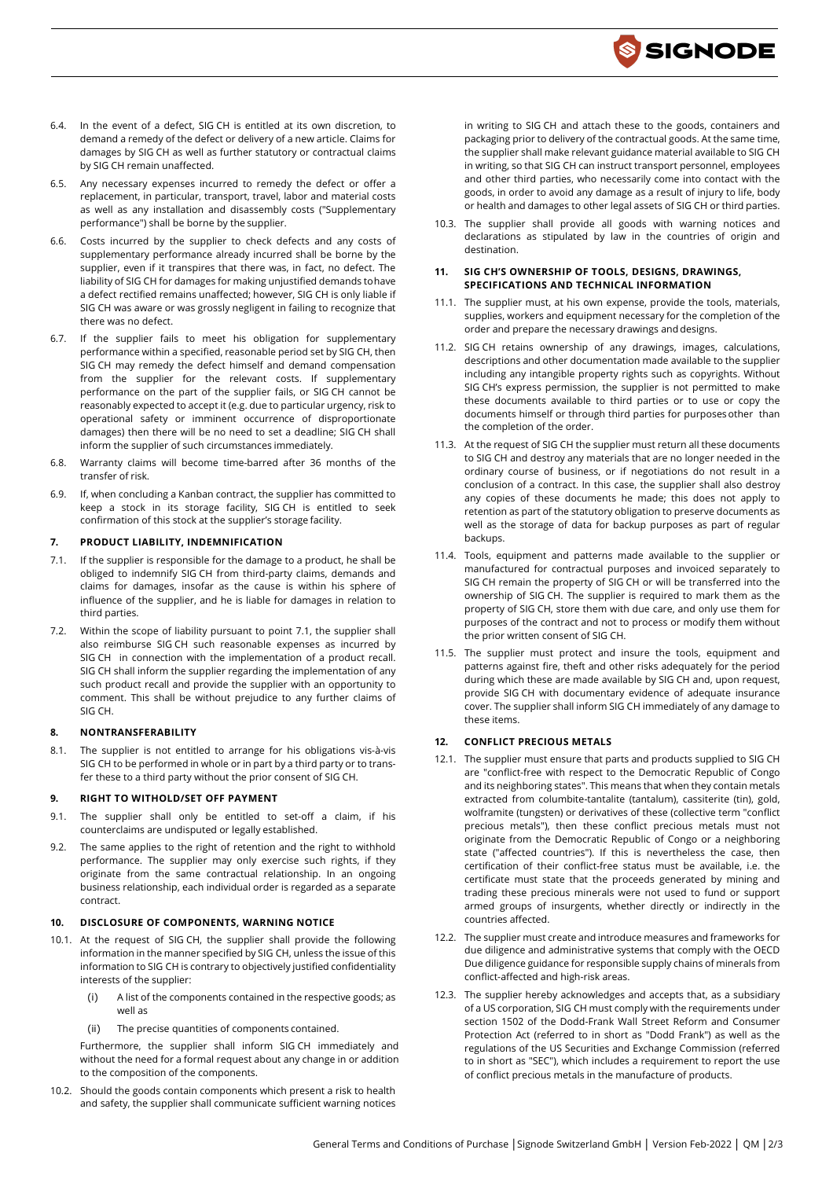6.4. In the event of a defect, SIG CH is entitled at its own discretion, to demand a remedy of the defect or delivery of a new article. Claims for damages by SIG CH as well as further statutory or contractual claims by SIG CH remain unaffected.

6.5. Any necessary expenses incurred to remedy the defect or offer a replacement, in particular, transport, travel, labor and material costs as well as any installation and disassembly costs ("Supplementary performance") shall be borne by the supplier.

6.6. Costs incurred by the supplier to check defects and any costs of supplementary performance already incurred shall be borne by the supplier, even if it transpires that there was, in fact, no defect. The liability of SIG CH for damages for making unjustified demands to have a defect rectified remains unaffected; however, SIG CH is only liable if SIG CH was aware or was grossly negligent in failing to recognize that there was no defect.

6.7. If the supplier fails to meet his obligation for supplementary performance within a specified, reasonable period set by SIG CH, then SIG CH may remedy the defect himself and demand compensation from the supplier for the relevant costs. If supplementary performance on the part of the supplier fails, or SIG CH cannot be reasonably expected to accept it (e.g. due to particular urgency, risk to operational safety or imminent occurrence of disproportionate damages) then there will be no need to set a deadline; SIG CH shall inform the supplier of such circumstances immediately.

6.8. Warranty claims will become time-barred after 36 months of the transfer of risk.

6.9. If, when concluding a Kanban contract, the supplier has committed to keep a stock in its storage facility, SIG CH is entitled to seek confirmation of this stock at the supplier's storage facility.

## 7. PRODUCT LIABILITY, INDEMNIFICATION

7.1. If the supplier is responsible for the damage to a product, he shall be obliged to indemnify SIG CH from third-party claims, demands and claims for damages, insofar as the cause is within his sphere of influence of the supplier, and he is liable for damages in relation to third parties.

7.2. Within the scope of liability pursuant to point 7.1, the supplier shall also reimburse SIG CH such reasonable expenses as incurred by SIG CH in connection with the implementation of a product recall. SIG CH shall inform the supplier regarding the implementation of any such product recall and provide the supplier with an opportunity to comment. This shall be without prejudice to any further claims of SIG CH.

## 8. NONTRANSFERABILITY

8.1. The supplier is not entitled to arrange for his obligations vis-à-vis SIG CH to be performed in whole or in part by a third party or to transfer these to a third party without the prior consent of SIG CH.

## 9. RIGHT TO WITHOLD/SET OFF PAYMENT

9.1. The supplier shall only be entitled to set-off a claim, if his counterclaims are undisputed or legally established.

9.2. The same applies to the right of retention and the right to withhold performance. The supplier may only exercise such rights, if they originate from the same contractual relationship. In an ongoing business relationship, each individual order is regarded as a separate contract.

## 10. DISCLOSURE OF COMPONENTS, WARNING NOTICE

10.1. At the request of SIG CH, the supplier shall provide the following information in the manner specified by SIG CH, unless the issue of this information to SIG CH is contrary to objectively justified confidentiality interests of the supplier:

(i) A list of the components contained in the respective goods; as well as

(ii) The precise quantities of components contained.

Furthermore, the supplier shall inform SIG CH immediately and without the need for a formal request about any change in or addition to the composition of the components.

10.2. Should the goods contain components which present a risk to health and safety, the supplier shall communicate sufficient warning notices in writing to SIG CH and attach these to the goods, containers and packaging prior to delivery of the contractual goods. At the same time, the supplier shall make relevant guidance material available to SIG CH in writing, so that SIG CH can instruct transport personnel, employees and other third parties, who necessarily come into contact with the goods, in order to avoid any damage as a result of injury to life, body or health and damages to other legal assets of SIG CH or third parties.

10.3. The supplier shall provide all goods with warning notices and declarations as stipulated by law in the countries of origin and destination.

## 11. SIG CH'S OWNERSHIP OF TOOLS, DESIGNS, DRAWINGS, SPECIFICATIONS AND TECHNICAL INFORMATION

11.1. The supplier must, at his own expense, provide the tools, materials, supplies, workers and equipment necessary for the completion of the order and prepare the necessary drawings and designs.

11.2. SIG CH retains ownership of any drawings, images, calculations, descriptions and other documentation made available to the supplier including any intangible property rights such as copyrights. Without SIG CH's express permission, the supplier is not permitted to make these documents available to third parties or to use or copy the documents himself or through third parties for purposes other than the completion of the order.

11.3. At the request of SIG CH the supplier must return all these documents to SIG CH and destroy any materials that are no longer needed in the ordinary course of business, or if negotiations do not result in a conclusion of a contract. In this case, the supplier shall also destroy any copies of these documents he made; this does not apply to retention as part of the statutory obligation to preserve documents as well as the storage of data for backup purposes as part of regular backups.

11.4. Tools, equipment and patterns made available to the supplier or manufactured for contractual purposes and invoiced separately to SIG CH remain the property of SIG CH or will be transferred into the ownership of SIG CH. The supplier is required to mark them as the property of SIG CH, store them with due care, and only use them for purposes of the contract and not to process or modify them without the prior written consent of SIG CH.

11.5. The supplier must protect and insure the tools, equipment and patterns against fire, theft and other risks adequately for the period during which these are made available by SIG CH and, upon request, provide SIG CH with documentary evidence of adequate insurance cover. The supplier shall inform SIG CH immediately of any damage to these items.

## 12. CONFLICT PRECIOUS METALS

12.1. The supplier must ensure that parts and products supplied to SIG CH are "conflict-free with respect to the Democratic Republic of Congo and its neighboring states". This means that when they contain metals extracted from columbite-tantalite (tantalum), cassiterite (tin), gold, wolframite (tungsten) or derivatives of these (collective term "conflict precious metals"), then these conflict precious metals must not originate from the Democratic Republic of Congo or a neighboring state ("affected countries"). If this is nevertheless the case, then certification of their conflict-free status must be available, i.e. the certificate must state that the proceeds generated by mining and trading these precious minerals were not used to fund or support armed groups of insurgents, whether directly or indirectly in the countries affected.

12.2. The supplier must create and introduce measures and frameworks for due diligence and administrative systems that comply with the OECD Due diligence guidance for responsible supply chains of minerals from conflict-affected and high-risk areas.

12.3. The supplier hereby acknowledges and accepts that, as a subsidiary of a US corporation, SIG CH must comply with the requirements under section 1502 of the Dodd-Frank Wall Street Reform and Consumer Protection Act (referred to in short as "Dodd Frank") as well as the regulations of the US Securities and Exchange Commission (referred to in short as "SEC"), which includes a requirement to report the use of conflict precious metals in the manufacture of products.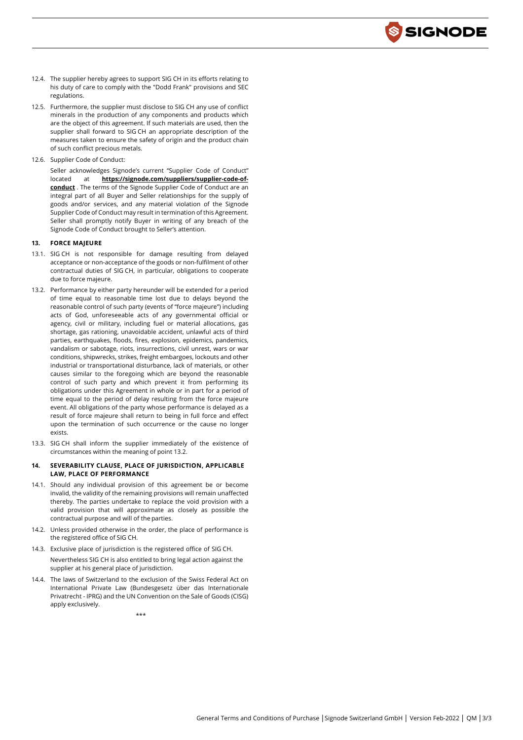12.4. The supplier hereby agrees to support SIG CH in its efforts relating to his duty of care to comply with the "Dodd Frank" provisions and SEC regulations.

12.5. Furthermore, the supplier must disclose to SIG CH any use of conflict minerals in the production of any components and products which are the object of this agreement. If such materials are used, then the supplier shall forward to SIG CH an appropriate description of the measures taken to ensure the safety of origin and the product chain of such conflict precious metals.

12.6. Supplier Code of Conduct:

Seller acknowledges Signode's current "Supplier Code of Conduct" located at **https://signode.com/suppliers/supplier-code-of-conduct** . The terms of the Signode Supplier Code of Conduct are an integral part of all Buyer and Seller relationships for the supply of goods and/or services, and any material violation of the Signode Supplier Code of Conduct may result in termination of this Agreement. Seller shall promptly notify Buyer in writing of any breach of the Signode Code of Conduct brought to Seller's attention.

## 13. FORCE MAJEURE

13.1. SIG CH is not responsible for damage resulting from delayed acceptance or non-acceptance of the goods or non-fulfilment of other contractual duties of SIG CH, in particular, obligations to cooperate due to force majeure.

13.2. Performance by either party hereunder will be extended for a period of time equal to reasonable time lost due to delays beyond the reasonable control of such party (events of "force majeure") including acts of God, unforeseeable acts of any governmental official or agency, civil or military, including fuel or material allocations, gas shortage, gas rationing, unavoidable accident, unlawful acts of third parties, earthquakes, floods, fires, explosion, epidemics, pandemics, vandalism or sabotage, riots, insurrections, civil unrest, wars or war conditions, shipwrecks, strikes, freight embargoes, lockouts and other industrial or transportational disturbance, lack of materials, or other causes similar to the foregoing which are beyond the reasonable control of such party and which prevent it from performing its obligations under this Agreement in whole or in part for a period of time equal to the period of delay resulting from the force majeure event. All obligations of the party whose performance is delayed as a result of force majeure shall return to being in full force and effect upon the termination of such occurrence or the cause no longer exists.

13.3. SIG CH shall inform the supplier immediately of the existence of circumstances within the meaning of point 13.2.

## 14. SEVERABILITY CLAUSE, PLACE OF JURISDICTION, APPLICABLE LAW, PLACE OF PERFORMANCE

14.1. Should any individual provision of this agreement be or become invalid, the validity of the remaining provisions will remain unaffected thereby. The parties undertake to replace the void provision with a valid provision that will approximate as closely as possible the contractual purpose and will of the parties.

14.2. Unless provided otherwise in the order, the place of performance is the registered office of SIG CH.

14.3. Exclusive place of jurisdiction is the registered office of SIG CH.

Nevertheless SIG CH is also entitled to bring legal action against the supplier at his general place of jurisdiction.

14.4. The laws of Switzerland to the exclusion of the Swiss Federal Act on International Private Law (Bundesgesetz über das Internationale Privatrecht - IPRG) and the UN Convention on the Sale of Goods (CISG) apply exclusively.

\*\*\*